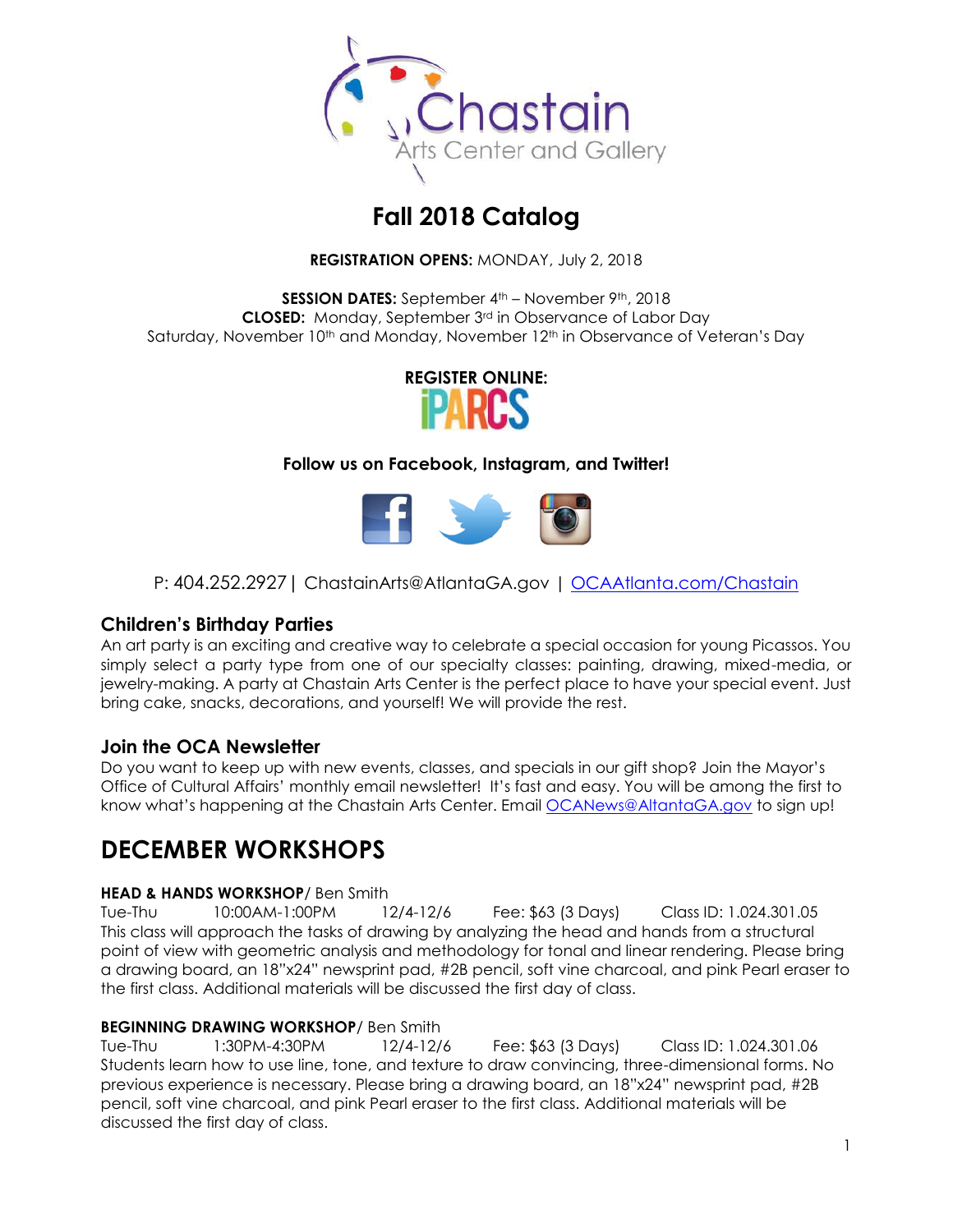Chastain Arts Center and Gallery

# Fall 2018 Catalog

**REGISTRATION OPENS:** MONDAY, July 2, 2018

**SESSION DATES:** September 4th – November 9th, 2018
**CLOSED:** Monday, September 3rd in Observance of Labor Day
Saturday, November 10th and Monday, November 12th in Observance of Veteran's Day

**REGISTER ONLINE:**
iPARCS

**Follow us on Facebook, Instagram, and Twitter!**

P: 404.252.2927 | ChastainArts@AtlantaGA.gov | OCAAtlanta.com/Chastain

## Children's Birthday Parties

An art party is an exciting and creative way to celebrate a special occasion for young Picassos. You simply select a party type from one of our specialty classes: painting, drawing, mixed-media, or jewelry-making. A party at Chastain Arts Center is the perfect place to have your special event. Just bring cake, snacks, decorations, and yourself! We will provide the rest.

## Join the OCA Newsletter

Do you want to keep up with new events, classes, and specials in our gift shop? Join the Mayor's Office of Cultural Affairs' monthly email newsletter! It's fast and easy. You will be among the first to know what's happening at the Chastain Arts Center. Email OCANews@AltantaGA.gov to sign up!

# DECEMBER WORKSHOPS

**HEAD & HANDS WORKSHOP**/ Ben Smith
Tue-Thu 10:00AM-1:00PM 12/4-12/6 Fee: $63 (3 Days) Class ID: 1.024.301.05
This class will approach the tasks of drawing by analyzing the head and hands from a structural point of view with geometric analysis and methodology for tonal and linear rendering. Please bring a drawing board, an 18"x24" newsprint pad, #2B pencil, soft vine charcoal, and pink Pearl eraser to the first class. Additional materials will be discussed the first day of class.

**BEGINNING DRAWING WORKSHOP**/ Ben Smith
Tue-Thu 1:30PM-4:30PM 12/4-12/6 Fee: $63 (3 Days) Class ID: 1.024.301.06
Students learn how to use line, tone, and texture to draw convincing, three-dimensional forms. No previous experience is necessary. Please bring a drawing board, an 18"x24" newsprint pad, #2B pencil, soft vine charcoal, and pink Pearl eraser to the first class. Additional materials will be discussed the first day of class.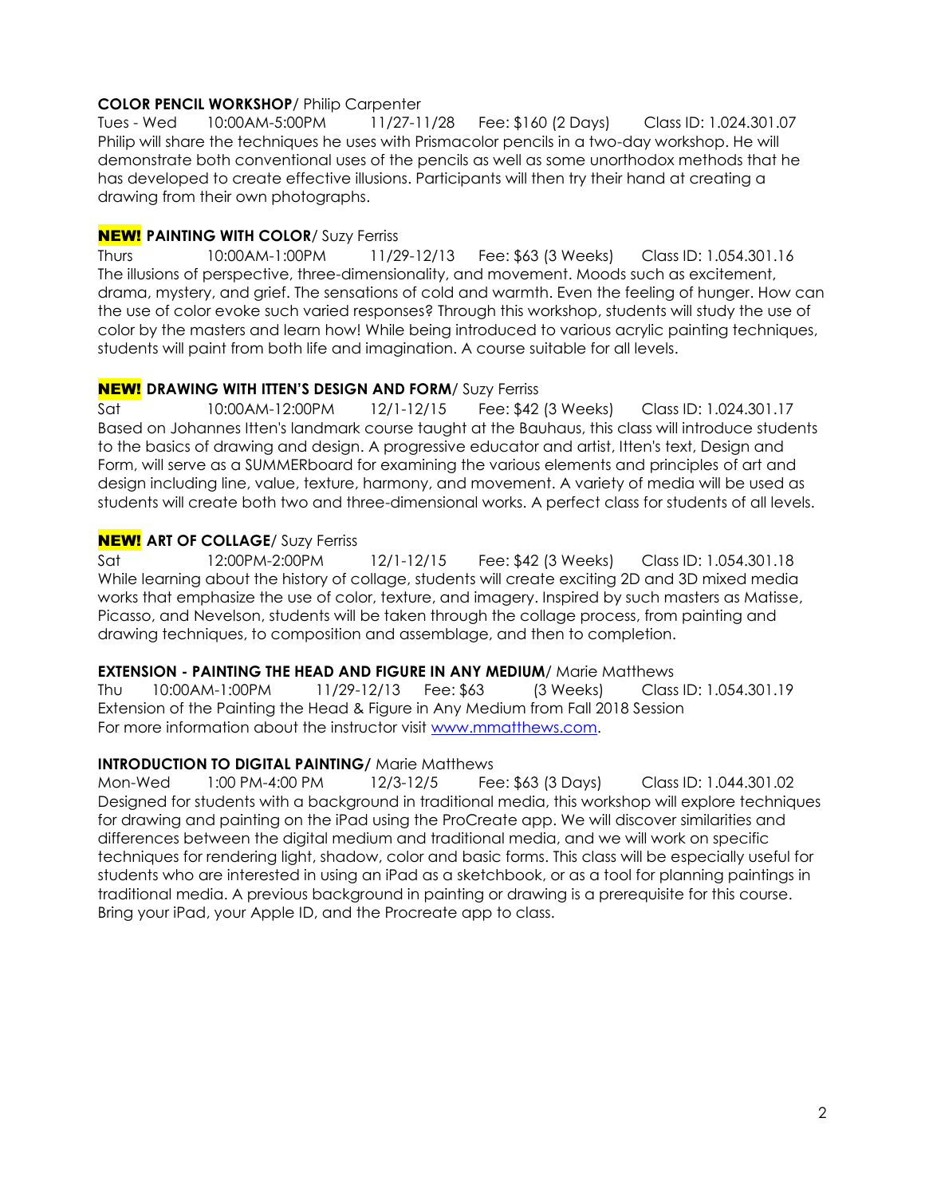**COLOR PENCIL WORKSHOP**/ Philip Carpenter
Tues - Wed 10:00AM-5:00PM 11/27-11/28 Fee: $160 (2 Days) Class ID: 1.024.301.07
Philip will share the techniques he uses with Prismacolor pencils in a two-day workshop. He will demonstrate both conventional uses of the pencils as well as some unorthodox methods that he has developed to create effective illusions. Participants will then try their hand at creating a drawing from their own photographs.

**NEW! PAINTING WITH COLOR**/ Suzy Ferriss
Thurs 10:00AM-1:00PM 11/29-12/13 Fee: $63 (3 Weeks) Class ID: 1.054.301.16
The illusions of perspective, three-dimensionality, and movement. Moods such as excitement, drama, mystery, and grief. The sensations of cold and warmth. Even the feeling of hunger. How can the use of color evoke such varied responses? Through this workshop, students will study the use of color by the masters and learn how! While being introduced to various acrylic painting techniques, students will paint from both life and imagination. A course suitable for all levels.

**NEW! DRAWING WITH ITTEN'S DESIGN AND FORM**/ Suzy Ferriss
Sat 10:00AM-12:00PM 12/1-12/15 Fee: $42 (3 Weeks) Class ID: 1.024.301.17
Based on Johannes Itten's landmark course taught at the Bauhaus, this class will introduce students to the basics of drawing and design. A progressive educator and artist, Itten's text, Design and Form, will serve as a SUMMERboard for examining the various elements and principles of art and design including line, value, texture, harmony, and movement. A variety of media will be used as students will create both two and three-dimensional works. A perfect class for students of all levels.

**NEW! ART OF COLLAGE**/ Suzy Ferriss
Sat 12:00PM-2:00PM 12/1-12/15 Fee: $42 (3 Weeks) Class ID: 1.054.301.18
While learning about the history of collage, students will create exciting 2D and 3D mixed media works that emphasize the use of color, texture, and imagery. Inspired by such masters as Matisse, Picasso, and Nevelson, students will be taken through the collage process, from painting and drawing techniques, to composition and assemblage, and then to completion.

**EXTENSION - PAINTING THE HEAD AND FIGURE IN ANY MEDIUM**/ Marie Matthews
Thu 10:00AM-1:00PM 11/29-12/13 Fee: $63 (3 Weeks) Class ID: 1.054.301.19
Extension of the Painting the Head & Figure in Any Medium from Fall 2018 Session
For more information about the instructor visit www.mmatthews.com.

**INTRODUCTION TO DIGITAL PAINTING/** Marie Matthews
Mon-Wed 1:00 PM-4:00 PM 12/3-12/5 Fee: $63 (3 Days) Class ID: 1.044.301.02
Designed for students with a background in traditional media, this workshop will explore techniques for drawing and painting on the iPad using the ProCreate app. We will discover similarities and differences between the digital medium and traditional media, and we will work on specific techniques for rendering light, shadow, color and basic forms. This class will be especially useful for students who are interested in using an iPad as a sketchbook, or as a tool for planning paintings in traditional media. A previous background in painting or drawing is a prerequisite for this course. Bring your iPad, your Apple ID, and the Procreate app to class.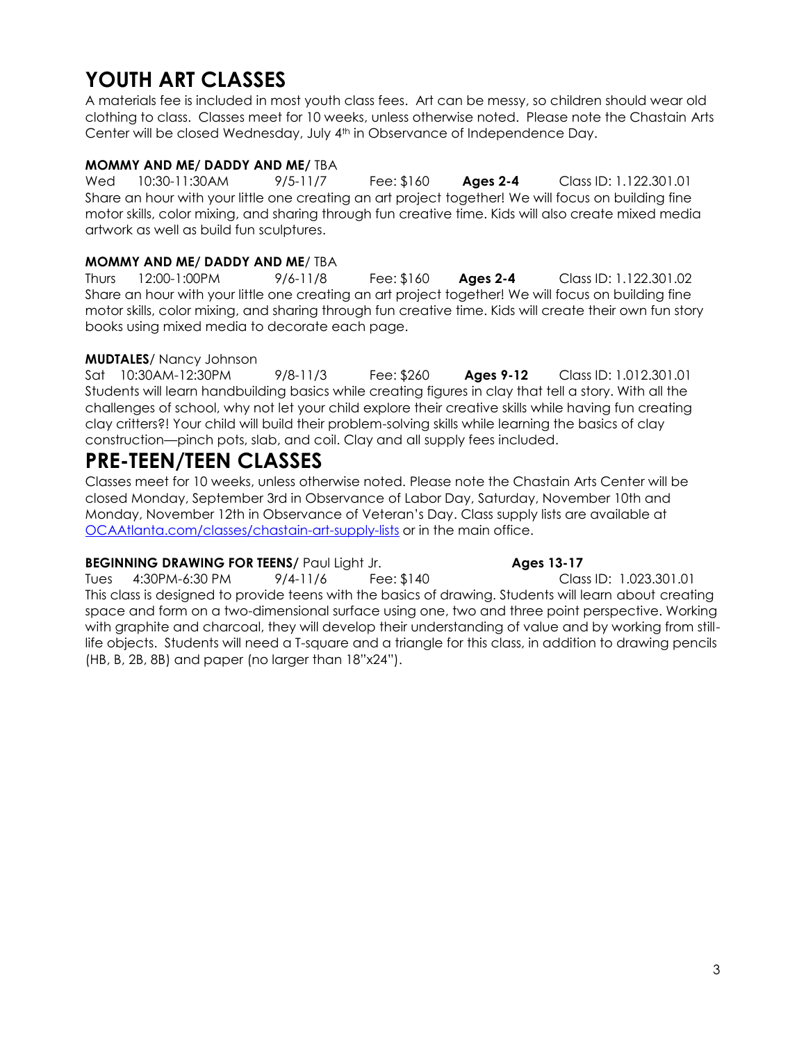# YOUTH ART CLASSES

A materials fee is included in most youth class fees. Art can be messy, so children should wear old clothing to class. Classes meet for 10 weeks, unless otherwise noted. Please note the Chastain Arts Center will be closed Wednesday, July 4th in Observance of Independence Day.

**MOMMY AND ME/ DADDY AND ME/** TBA
Wed 10:30-11:30AM 9/5-11/7 Fee: $160 **Ages 2-4** Class ID: 1.122.301.01
Share an hour with your little one creating an art project together! We will focus on building fine motor skills, color mixing, and sharing through fun creative time. Kids will also create mixed media artwork as well as build fun sculptures.

**MOMMY AND ME/ DADDY AND ME**/ TBA
Thurs 12:00-1:00PM 9/6-11/8 Fee: $160 **Ages 2-4** Class ID: 1.122.301.02
Share an hour with your little one creating an art project together! We will focus on building fine motor skills, color mixing, and sharing through fun creative time. Kids will create their own fun story books using mixed media to decorate each page.

**MUDTALES**/ Nancy Johnson
Sat 10:30AM-12:30PM 9/8-11/3 Fee: $260 **Ages 9-12** Class ID: 1.012.301.01
Students will learn handbuilding basics while creating figures in clay that tell a story. With all the challenges of school, why not let your child explore their creative skills while having fun creating clay critters?! Your child will build their problem-solving skills while learning the basics of clay construction—pinch pots, slab, and coil. Clay and all supply fees included.

# PRE-TEEN/TEEN CLASSES

Classes meet for 10 weeks, unless otherwise noted. Please note the Chastain Arts Center will be closed Monday, September 3rd in Observance of Labor Day, Saturday, November 10th and Monday, November 12th in Observance of Veteran's Day. Class supply lists are available at OCAAtlanta.com/classes/chastain-art-supply-lists or in the main office.

**BEGINNING DRAWING FOR TEENS/** Paul Light Jr. **Ages 13-17**
Tues 4:30PM-6:30 PM 9/4-11/6 Fee: $140 Class ID: 1.023.301.01
This class is designed to provide teens with the basics of drawing. Students will learn about creating space and form on a two-dimensional surface using one, two and three point perspective. Working with graphite and charcoal, they will develop their understanding of value and by working from still-life objects. Students will need a T-square and a triangle for this class, in addition to drawing pencils (HB, B, 2B, 8B) and paper (no larger than 18"x24").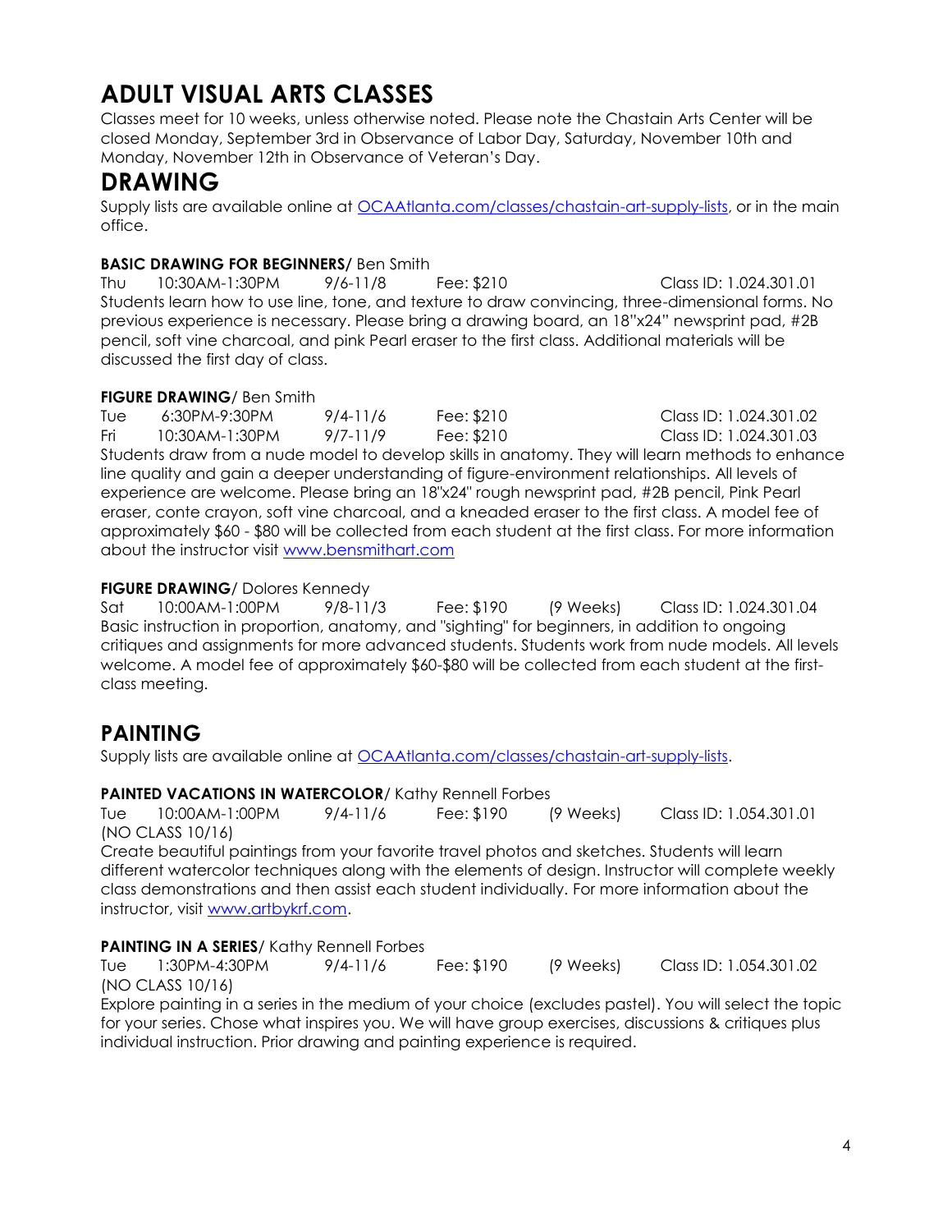# ADULT VISUAL ARTS CLASSES

Classes meet for 10 weeks, unless otherwise noted. Please note the Chastain Arts Center will be closed Monday, September 3rd in Observance of Labor Day, Saturday, November 10th and Monday, November 12th in Observance of Veteran's Day.

## DRAWING

Supply lists are available online at OCAAtlanta.com/classes/chastain-art-supply-lists, or in the main office.

**BASIC DRAWING FOR BEGINNERS/** Ben Smith

Thu 10:30AM-1:30PM 9/6-11/8 Fee: $210 Class ID: 1.024.301.01

Students learn how to use line, tone, and texture to draw convincing, three-dimensional forms. No previous experience is necessary. Please bring a drawing board, an 18"x24" newsprint pad, #2B pencil, soft vine charcoal, and pink Pearl eraser to the first class. Additional materials will be discussed the first day of class.

**FIGURE DRAWING**/ Ben Smith

Tue 6:30PM-9:30PM 9/4-11/6 Fee: $210 Class ID: 1.024.301.02

Fri 10:30AM-1:30PM 9/7-11/9 Fee: $210 Class ID: 1.024.301.03

Students draw from a nude model to develop skills in anatomy. They will learn methods to enhance line quality and gain a deeper understanding of figure-environment relationships. All levels of experience are welcome. Please bring an 18"x24" rough newsprint pad, #2B pencil, Pink Pearl eraser, conte crayon, soft vine charcoal, and a kneaded eraser to the first class. A model fee of approximately $60 - $80 will be collected from each student at the first class. For more information about the instructor visit www.bensmithart.com

**FIGURE DRAWING**/ Dolores Kennedy

Sat 10:00AM-1:00PM 9/8-11/3 Fee: $190 (9 Weeks) Class ID: 1.024.301.04

Basic instruction in proportion, anatomy, and "sighting" for beginners, in addition to ongoing critiques and assignments for more advanced students. Students work from nude models. All levels welcome. A model fee of approximately $60-$80 will be collected from each student at the first-class meeting.

## PAINTING

Supply lists are available online at OCAAtlanta.com/classes/chastain-art-supply-lists.

**PAINTED VACATIONS IN WATERCOLOR**/ Kathy Rennell Forbes

Tue 10:00AM-1:00PM 9/4-11/6 Fee: $190 (9 Weeks) Class ID: 1.054.301.01
(NO CLASS 10/16)

Create beautiful paintings from your favorite travel photos and sketches. Students will learn different watercolor techniques along with the elements of design. Instructor will complete weekly class demonstrations and then assist each student individually. For more information about the instructor, visit www.artbykrf.com.

**PAINTING IN A SERIES**/ Kathy Rennell Forbes

Tue 1:30PM-4:30PM 9/4-11/6 Fee: $190 (9 Weeks) Class ID: 1.054.301.02
(NO CLASS 10/16)

Explore painting in a series in the medium of your choice (excludes pastel). You will select the topic for your series. Chose what inspires you. We will have group exercises, discussions & critiques plus individual instruction. Prior drawing and painting experience is required.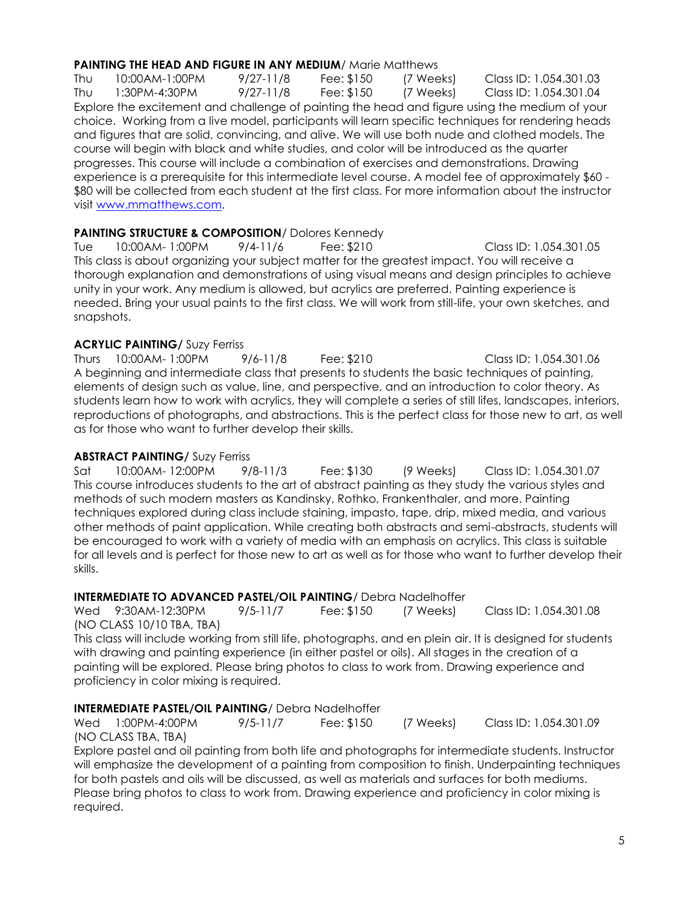**PAINTING THE HEAD AND FIGURE IN ANY MEDIUM**/ Marie Matthews

Thu 10:00AM-1:00PM 9/27-11/8 Fee: $150 (7 Weeks) Class ID: 1.054.301.03
Thu 1:30PM-4:30PM 9/27-11/8 Fee: $150 (7 Weeks) Class ID: 1.054.301.04

Explore the excitement and challenge of painting the head and figure using the medium of your choice. Working from a live model, participants will learn specific techniques for rendering heads and figures that are solid, convincing, and alive. We will use both nude and clothed models. The course will begin with black and white studies, and color will be introduced as the quarter progresses. This course will include a combination of exercises and demonstrations. Drawing experience is a prerequisite for this intermediate level course. A model fee of approximately $60 - $80 will be collected from each student at the first class. For more information about the instructor visit www.mmatthews.com.

**PAINTING STRUCTURE & COMPOSITION**/ Dolores Kennedy

Tue 10:00AM- 1:00PM 9/4-11/6 Fee: $210 Class ID: 1.054.301.05

This class is about organizing your subject matter for the greatest impact. You will receive a thorough explanation and demonstrations of using visual means and design principles to achieve unity in your work. Any medium is allowed, but acrylics are preferred. Painting experience is needed. Bring your usual paints to the first class. We will work from still-life, your own sketches, and snapshots.

**ACRYLIC PAINTING/** Suzy Ferriss

Thurs 10:00AM- 1:00PM 9/6-11/8 Fee: $210 Class ID: 1.054.301.06

A beginning and intermediate class that presents to students the basic techniques of painting, elements of design such as value, line, and perspective, and an introduction to color theory. As students learn how to work with acrylics, they will complete a series of still lifes, landscapes, interiors, reproductions of photographs, and abstractions. This is the perfect class for those new to art, as well as for those who want to further develop their skills.

**ABSTRACT PAINTING/** Suzy Ferriss

Sat 10:00AM- 12:00PM 9/8-11/3 Fee: $130 (9 Weeks) Class ID: 1.054.301.07

This course introduces students to the art of abstract painting as they study the various styles and methods of such modern masters as Kandinsky, Rothko, Frankenthaler, and more. Painting techniques explored during class include staining, impasto, tape, drip, mixed media, and various other methods of paint application. While creating both abstracts and semi-abstracts, students will be encouraged to work with a variety of media with an emphasis on acrylics. This class is suitable for all levels and is perfect for those new to art as well as for those who want to further develop their skills.

**INTERMEDIATE TO ADVANCED PASTEL/OIL PAINTING**/ Debra Nadelhoffer

Wed 9:30AM-12:30PM 9/5-11/7 Fee: $150 (7 Weeks) Class ID: 1.054.301.08
(NO CLASS 10/10 TBA, TBA)

This class will include working from still life, photographs, and en plein air. It is designed for students with drawing and painting experience (in either pastel or oils). All stages in the creation of a painting will be explored. Please bring photos to class to work from. Drawing experience and proficiency in color mixing is required.

**INTERMEDIATE PASTEL/OIL PAINTING**/ Debra Nadelhoffer

Wed 1:00PM-4:00PM 9/5-11/7 Fee: $150 (7 Weeks) Class ID: 1.054.301.09
(NO CLASS TBA, TBA)

Explore pastel and oil painting from both life and photographs for intermediate students. Instructor will emphasize the development of a painting from composition to finish. Underpainting techniques for both pastels and oils will be discussed, as well as materials and surfaces for both mediums. Please bring photos to class to work from. Drawing experience and proficiency in color mixing is required.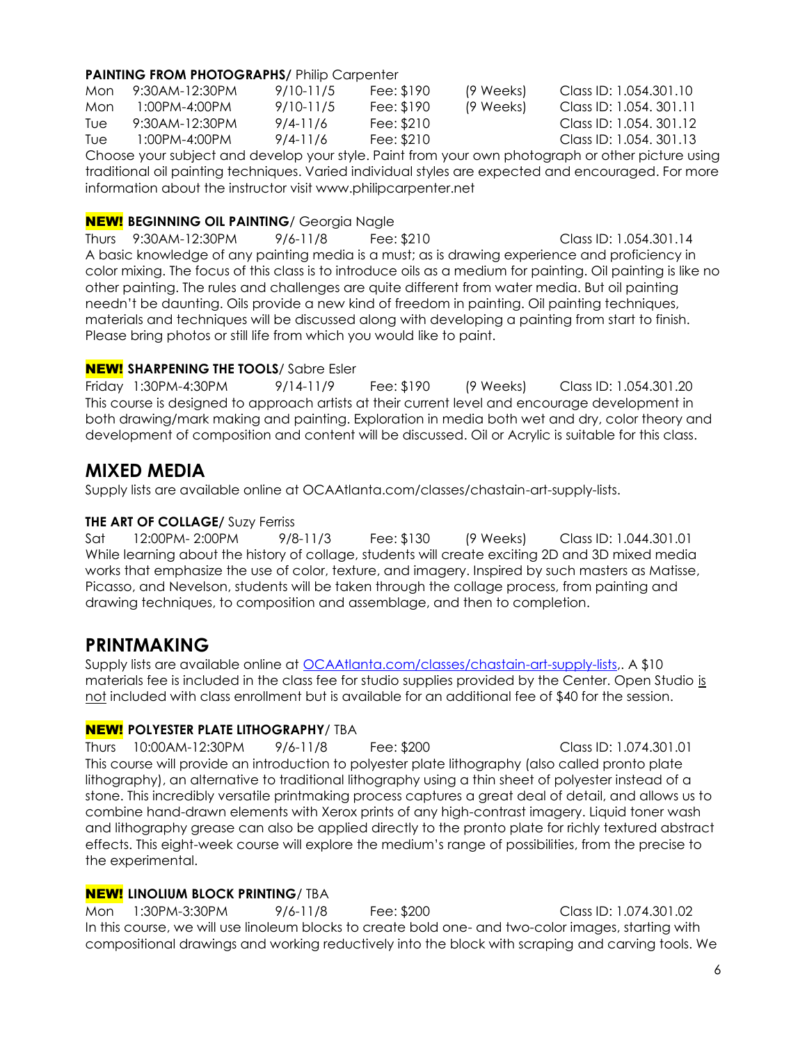**PAINTING FROM PHOTOGRAPHS/** Philip Carpenter

| | | | | | |
|---|---|---|---|---|---|
| Mon | 9:30AM-12:30PM | 9/10-11/5 | Fee: $190 | (9 Weeks) | Class ID: 1.054.301.10 |
| Mon | 1:00PM-4:00PM | 9/10-11/5 | Fee: $190 | (9 Weeks) | Class ID: 1.054. 301.11 |
| Tue | 9:30AM-12:30PM | 9/4-11/6 | Fee: $210 | | Class ID: 1.054. 301.12 |
| Tue | 1:00PM-4:00PM | 9/4-11/6 | Fee: $210 | | Class ID: 1.054. 301.13 |

Choose your subject and develop your style. Paint from your own photograph or other picture using traditional oil painting techniques. Varied individual styles are expected and encouraged. For more information about the instructor visit www.philipcarpenter.net

**NEW! BEGINNING OIL PAINTING/** Georgia Nagle

Thurs 9:30AM-12:30PM 9/6-11/8 Fee: $210 Class ID: 1.054.301.14

A basic knowledge of any painting media is a must; as is drawing experience and proficiency in color mixing. The focus of this class is to introduce oils as a medium for painting. Oil painting is like no other painting. The rules and challenges are quite different from water media. But oil painting needn't be daunting. Oils provide a new kind of freedom in painting. Oil painting techniques, materials and techniques will be discussed along with developing a painting from start to finish. Please bring photos or still life from which you would like to paint.

**NEW! SHARPENING THE TOOLS/** Sabre Esler

Friday 1:30PM-4:30PM 9/14-11/9 Fee: $190 (9 Weeks) Class ID: 1.054.301.20

This course is designed to approach artists at their current level and encourage development in both drawing/mark making and painting. Exploration in media both wet and dry, color theory and development of composition and content will be discussed. Oil or Acrylic is suitable for this class.

## MIXED MEDIA

Supply lists are available online at OCAAtlanta.com/classes/chastain-art-supply-lists.

**THE ART OF COLLAGE/** Suzy Ferriss

Sat 12:00PM- 2:00PM 9/8-11/3 Fee: $130 (9 Weeks) Class ID: 1.044.301.01

While learning about the history of collage, students will create exciting 2D and 3D mixed media works that emphasize the use of color, texture, and imagery. Inspired by such masters as Matisse, Picasso, and Nevelson, students will be taken through the collage process, from painting and drawing techniques, to composition and assemblage, and then to completion.

## PRINTMAKING

Supply lists are available online at OCAAtlanta.com/classes/chastain-art-supply-lists,. A $10 materials fee is included in the class fee for studio supplies provided by the Center. Open Studio is not included with class enrollment but is available for an additional fee of $40 for the session.

**NEW! POLYESTER PLATE LITHOGRAPHY/** TBA

Thurs 10:00AM-12:30PM 9/6-11/8 Fee: $200 Class ID: 1.074.301.01

This course will provide an introduction to polyester plate lithography (also called pronto plate lithography), an alternative to traditional lithography using a thin sheet of polyester instead of a stone. This incredibly versatile printmaking process captures a great deal of detail, and allows us to combine hand-drawn elements with Xerox prints of any high-contrast imagery. Liquid toner wash and lithography grease can also be applied directly to the pronto plate for richly textured abstract effects. This eight-week course will explore the medium's range of possibilities, from the precise to the experimental.

**NEW! LINOLIUM BLOCK PRINTING/** TBA

Mon 1:30PM-3:30PM 9/6-11/8 Fee: $200 Class ID: 1.074.301.02

In this course, we will use linoleum blocks to create bold one- and two-color images, starting with compositional drawings and working reductively into the block with scraping and carving tools. We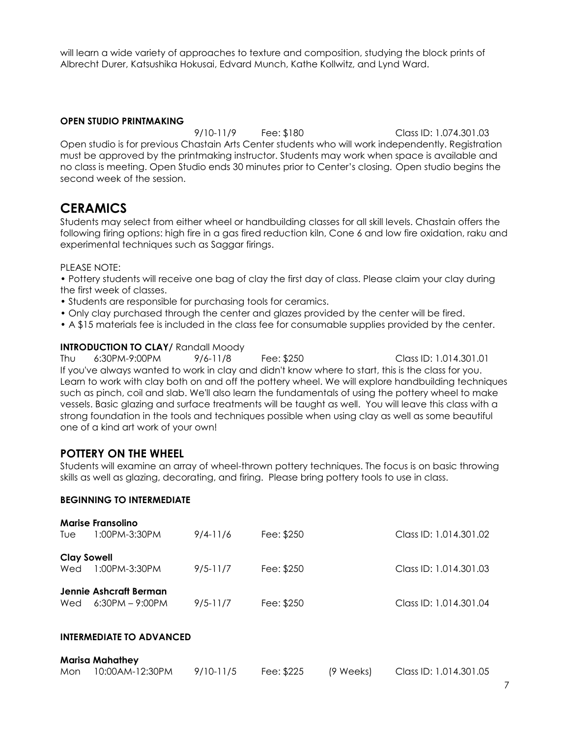will learn a wide variety of approaches to texture and composition, studying the block prints of Albrecht Durer, Katsushika Hokusai, Edvard Munch, Kathe Kollwitz, and Lynd Ward.

**OPEN STUDIO PRINTMAKING**

9/10-11/9 Fee: $180 Class ID: 1.074.301.03

Open studio is for previous Chastain Arts Center students who will work independently. Registration must be approved by the printmaking instructor. Students may work when space is available and no class is meeting. Open Studio ends 30 minutes prior to Center's closing. Open studio begins the second week of the session.

## CERAMICS

Students may select from either wheel or handbuilding classes for all skill levels. Chastain offers the following firing options: high fire in a gas fired reduction kiln, Cone 6 and low fire oxidation, raku and experimental techniques such as Saggar firings.

PLEASE NOTE:

- Pottery students will receive one bag of clay the first day of class. Please claim your clay during the first week of classes.
- Students are responsible for purchasing tools for ceramics.
- Only clay purchased through the center and glazes provided by the center will be fired.
- A $15 materials fee is included in the class fee for consumable supplies provided by the center.

**INTRODUCTION TO CLAY/** Randall Moody

Thu 6:30PM-9:00PM 9/6-11/8 Fee: $250 Class ID: 1.014.301.01

If you've always wanted to work in clay and didn't know where to start, this is the class for you. Learn to work with clay both on and off the pottery wheel. We will explore handbuilding techniques such as pinch, coil and slab. We'll also learn the fundamentals of using the pottery wheel to make vessels. Basic glazing and surface treatments will be taught as well. You will leave this class with a strong foundation in the tools and techniques possible when using clay as well as some beautiful one of a kind art work of your own!

### POTTERY ON THE WHEEL

Students will examine an array of wheel-thrown pottery techniques. The focus is on basic throwing skills as well as glazing, decorating, and firing. Please bring pottery tools to use in class.

**BEGINNING TO INTERMEDIATE**

**Marise Fransolino**

Tue 1:00PM-3:30PM 9/4-11/6 Fee: $250 Class ID: 1.014.301.02

**Clay Sowell**

Wed 1:00PM-3:30PM 9/5-11/7 Fee: $250 Class ID: 1.014.301.03

**Jennie Ashcraft Berman**

Wed 6:30PM – 9:00PM 9/5-11/7 Fee: $250 Class ID: 1.014.301.04

**INTERMEDIATE TO ADVANCED**

**Marisa Mahathey**

Mon 10:00AM-12:30PM 9/10-11/5 Fee: $225 (9 Weeks) Class ID: 1.014.301.05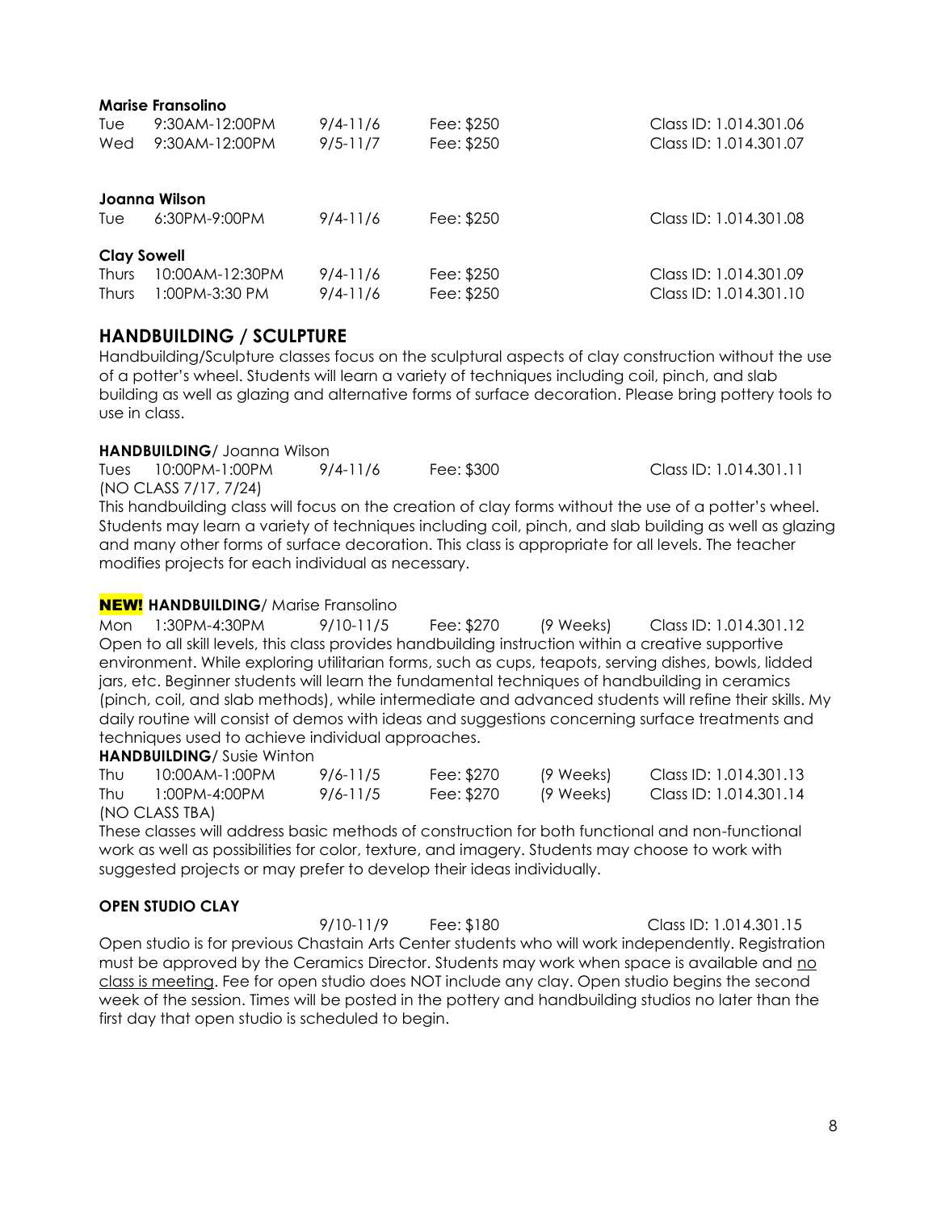**Marise Fransolino**

| | | | | |
|---|---|---|---|---|
| Tue | 9:30AM-12:00PM | 9/4-11/6 | Fee: $250 | Class ID: 1.014.301.06 |
| Wed | 9:30AM-12:00PM | 9/5-11/7 | Fee: $250 | Class ID: 1.014.301.07 |

**Joanna Wilson**

| | | | | |
|---|---|---|---|---|
| Tue | 6:30PM-9:00PM | 9/4-11/6 | Fee: $250 | Class ID: 1.014.301.08 |

**Clay Sowell**

| | | | | |
|---|---|---|---|---|
| Thurs | 10:00AM-12:30PM | 9/4-11/6 | Fee: $250 | Class ID: 1.014.301.09 |
| Thurs | 1:00PM-3:30 PM | 9/4-11/6 | Fee: $250 | Class ID: 1.014.301.10 |

## HANDBUILDING / SCULPTURE

Handbuilding/Sculpture classes focus on the sculptural aspects of clay construction without the use of a potter's wheel. Students will learn a variety of techniques including coil, pinch, and slab building as well as glazing and alternative forms of surface decoration. Please bring pottery tools to use in class.

**HANDBUILDING**/ Joanna Wilson

Tues 10:00PM-1:00PM 9/4-11/6 Fee: $300 Class ID: 1.014.301.11
(NO CLASS 7/17, 7/24)

This handbuilding class will focus on the creation of clay forms without the use of a potter's wheel. Students may learn a variety of techniques including coil, pinch, and slab building as well as glazing and many other forms of surface decoration. This class is appropriate for all levels. The teacher modifies projects for each individual as necessary.

**NEW! HANDBUILDING**/ Marise Fransolino

Mon 1:30PM-4:30PM 9/10-11/5 Fee: $270 (9 Weeks) Class ID: 1.014.301.12

Open to all skill levels, this class provides handbuilding instruction within a creative supportive environment. While exploring utilitarian forms, such as cups, teapots, serving dishes, bowls, lidded jars, etc. Beginner students will learn the fundamental techniques of handbuilding in ceramics (pinch, coil, and slab methods), while intermediate and advanced students will refine their skills. My daily routine will consist of demos with ideas and suggestions concerning surface treatments and techniques used to achieve individual approaches.

**HANDBUILDING**/ Susie Winton

| | | | | | |
|---|---|---|---|---|---|
| Thu | 10:00AM-1:00PM | 9/6-11/5 | Fee: $270 | (9 Weeks) | Class ID: 1.014.301.13 |
| Thu | 1:00PM-4:00PM | 9/6-11/5 | Fee: $270 | (9 Weeks) | Class ID: 1.014.301.14 |

(NO CLASS TBA)

These classes will address basic methods of construction for both functional and non-functional work as well as possibilities for color, texture, and imagery. Students may choose to work with suggested projects or may prefer to develop their ideas individually.

**OPEN STUDIO CLAY**

9/10-11/9 Fee: $180 Class ID: 1.014.301.15

Open studio is for previous Chastain Arts Center students who will work independently. Registration must be approved by the Ceramics Director. Students may work when space is available and no class is meeting. Fee for open studio does NOT include any clay. Open studio begins the second week of the session. Times will be posted in the pottery and handbuilding studios no later than the first day that open studio is scheduled to begin.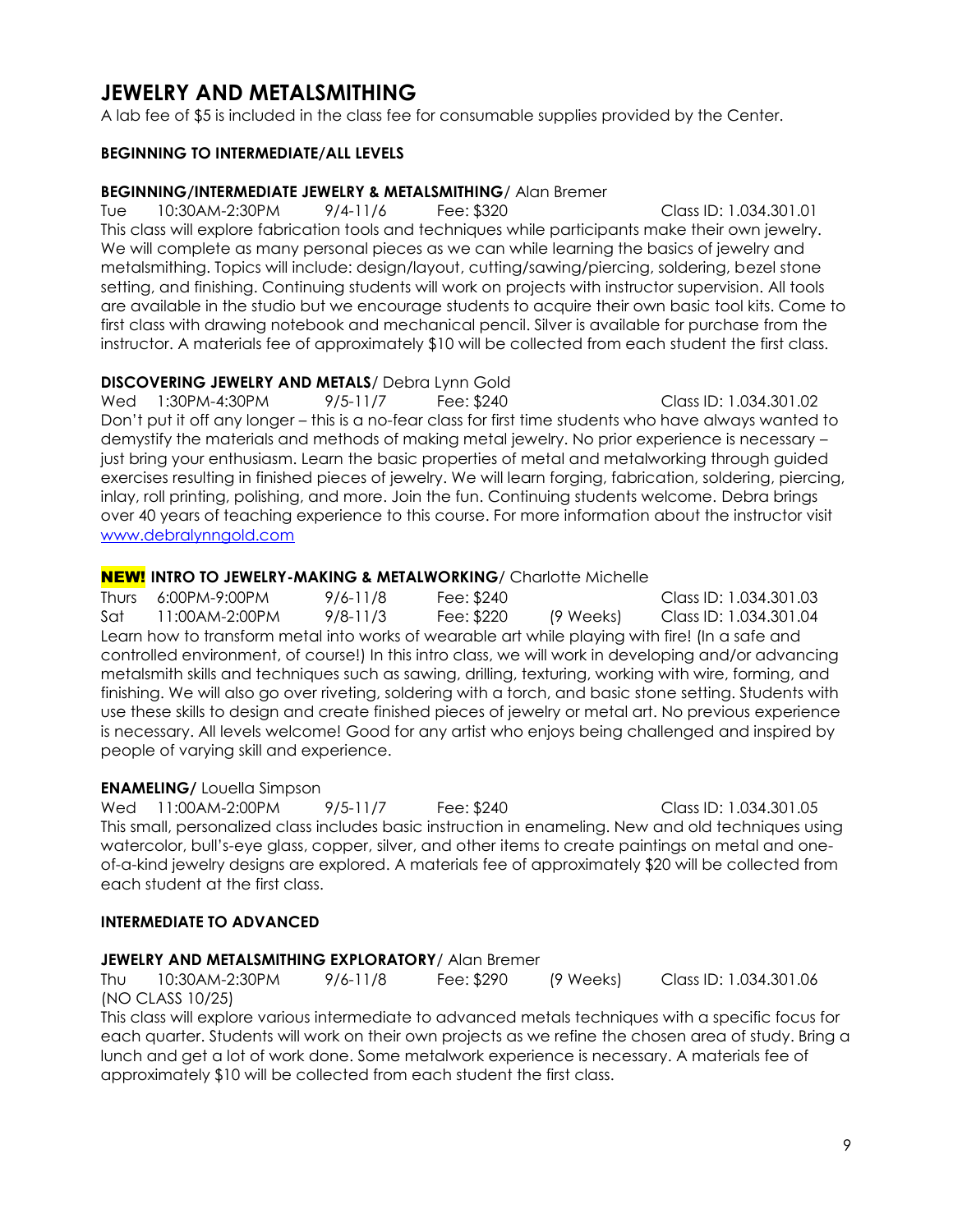# JEWELRY AND METALSMITHING

A lab fee of $5 is included in the class fee for consumable supplies provided by the Center.

### BEGINNING TO INTERMEDIATE/ALL LEVELS

**BEGINNING/INTERMEDIATE JEWELRY & METALSMITHING/** Alan Bremer

Tue 10:30AM-2:30PM 9/4-11/6 Fee: $320 Class ID: 1.034.301.01

This class will explore fabrication tools and techniques while participants make their own jewelry. We will complete as many personal pieces as we can while learning the basics of jewelry and metalsmithing. Topics will include: design/layout, cutting/sawing/piercing, soldering, bezel stone setting, and finishing. Continuing students will work on projects with instructor supervision. All tools are available in the studio but we encourage students to acquire their own basic tool kits. Come to first class with drawing notebook and mechanical pencil. Silver is available for purchase from the instructor. A materials fee of approximately $10 will be collected from each student the first class.

**DISCOVERING JEWELRY AND METALS/** Debra Lynn Gold

Wed 1:30PM-4:30PM 9/5-11/7 Fee: $240 Class ID: 1.034.301.02

Don't put it off any longer – this is a no-fear class for first time students who have always wanted to demystify the materials and methods of making metal jewelry. No prior experience is necessary – just bring your enthusiasm. Learn the basic properties of metal and metalworking through guided exercises resulting in finished pieces of jewelry. We will learn forging, fabrication, soldering, piercing, inlay, roll printing, polishing, and more. Join the fun. Continuing students welcome. Debra brings over 40 years of teaching experience to this course. For more information about the instructor visit www.debralynngold.com

**NEW! INTRO TO JEWELRY-MAKING & METALWORKING/** Charlotte Michelle

Thurs 6:00PM-9:00PM 9/6-11/8 Fee: $240 Class ID: 1.034.301.03

Sat 11:00AM-2:00PM 9/8-11/3 Fee: $220 (9 Weeks) Class ID: 1.034.301.04

Learn how to transform metal into works of wearable art while playing with fire! (In a safe and controlled environment, of course!) In this intro class, we will work in developing and/or advancing metalsmith skills and techniques such as sawing, drilling, texturing, working with wire, forming, and finishing. We will also go over riveting, soldering with a torch, and basic stone setting. Students with use these skills to design and create finished pieces of jewelry or metal art. No previous experience is necessary. All levels welcome! Good for any artist who enjoys being challenged and inspired by people of varying skill and experience.

**ENAMELING/** Louella Simpson

Wed 11:00AM-2:00PM 9/5-11/7 Fee: $240 Class ID: 1.034.301.05

This small, personalized class includes basic instruction in enameling. New and old techniques using watercolor, bull's-eye glass, copper, silver, and other items to create paintings on metal and one-of-a-kind jewelry designs are explored. A materials fee of approximately $20 will be collected from each student at the first class.

### INTERMEDIATE TO ADVANCED

**JEWELRY AND METALSMITHING EXPLORATORY/** Alan Bremer

Thu 10:30AM-2:30PM 9/6-11/8 Fee: $290 (9 Weeks) Class ID: 1.034.301.06
(NO CLASS 10/25)

This class will explore various intermediate to advanced metals techniques with a specific focus for each quarter. Students will work on their own projects as we refine the chosen area of study. Bring a lunch and get a lot of work done. Some metalwork experience is necessary. A materials fee of approximately $10 will be collected from each student the first class.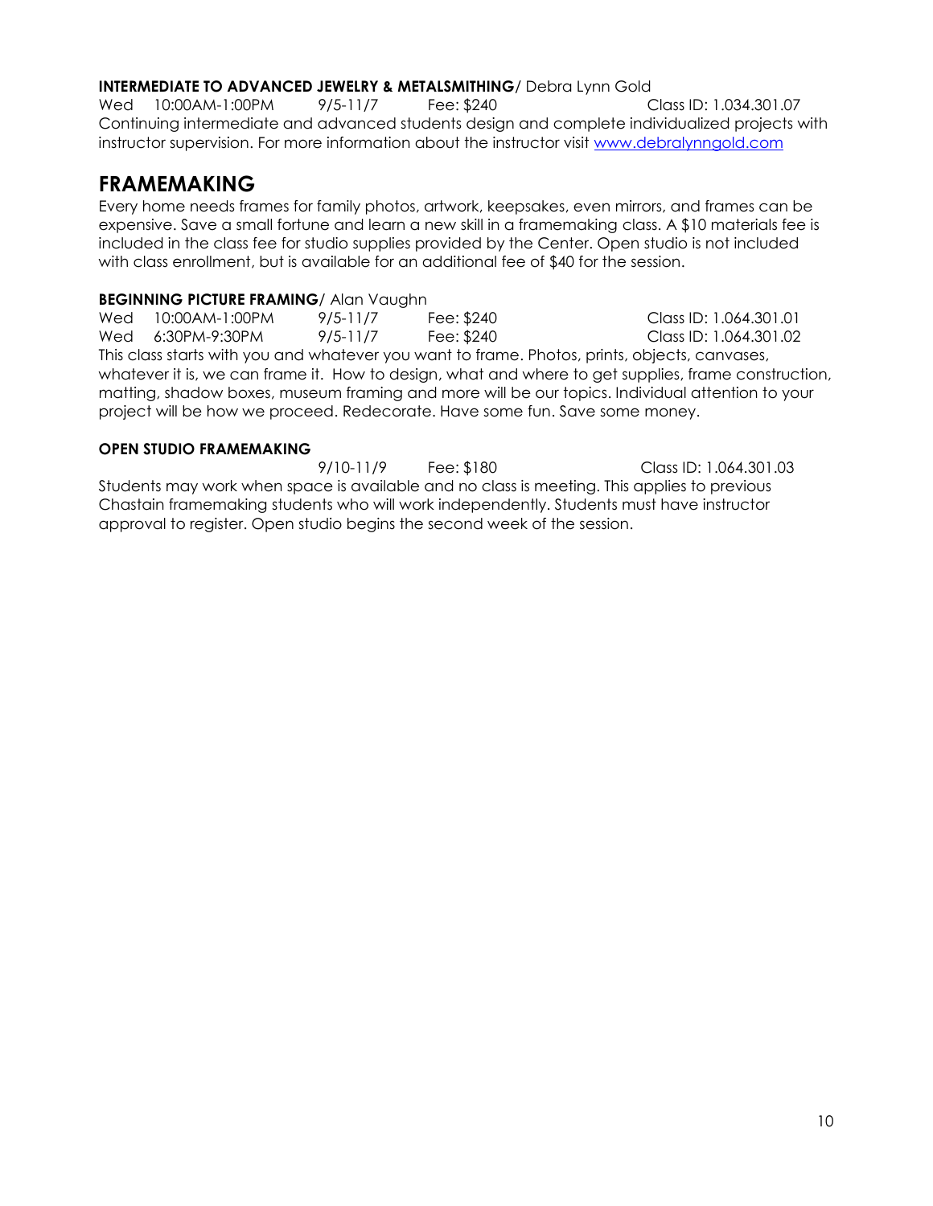**INTERMEDIATE TO ADVANCED JEWELRY & METALSMITHING**/ Debra Lynn Gold

Wed 10:00AM-1:00PM 9/5-11/7 Fee: $240 Class ID: 1.034.301.07

Continuing intermediate and advanced students design and complete individualized projects with instructor supervision. For more information about the instructor visit www.debralynngold.com

## FRAMEMAKING

Every home needs frames for family photos, artwork, keepsakes, even mirrors, and frames can be expensive. Save a small fortune and learn a new skill in a framemaking class. A $10 materials fee is included in the class fee for studio supplies provided by the Center. Open studio is not included with class enrollment, but is available for an additional fee of $40 for the session.

**BEGINNING PICTURE FRAMING**/ Alan Vaughn

Wed 10:00AM-1:00PM 9/5-11/7 Fee: $240 Class ID: 1.064.301.01

Wed 6:30PM-9:30PM 9/5-11/7 Fee: $240 Class ID: 1.064.301.02

This class starts with you and whatever you want to frame. Photos, prints, objects, canvases, whatever it is, we can frame it. How to design, what and where to get supplies, frame construction, matting, shadow boxes, museum framing and more will be our topics. Individual attention to your project will be how we proceed. Redecorate. Have some fun. Save some money.

**OPEN STUDIO FRAMEMAKING**

9/10-11/9 Fee: $180 Class ID: 1.064.301.03

Students may work when space is available and no class is meeting. This applies to previous Chastain framemaking students who will work independently. Students must have instructor approval to register. Open studio begins the second week of the session.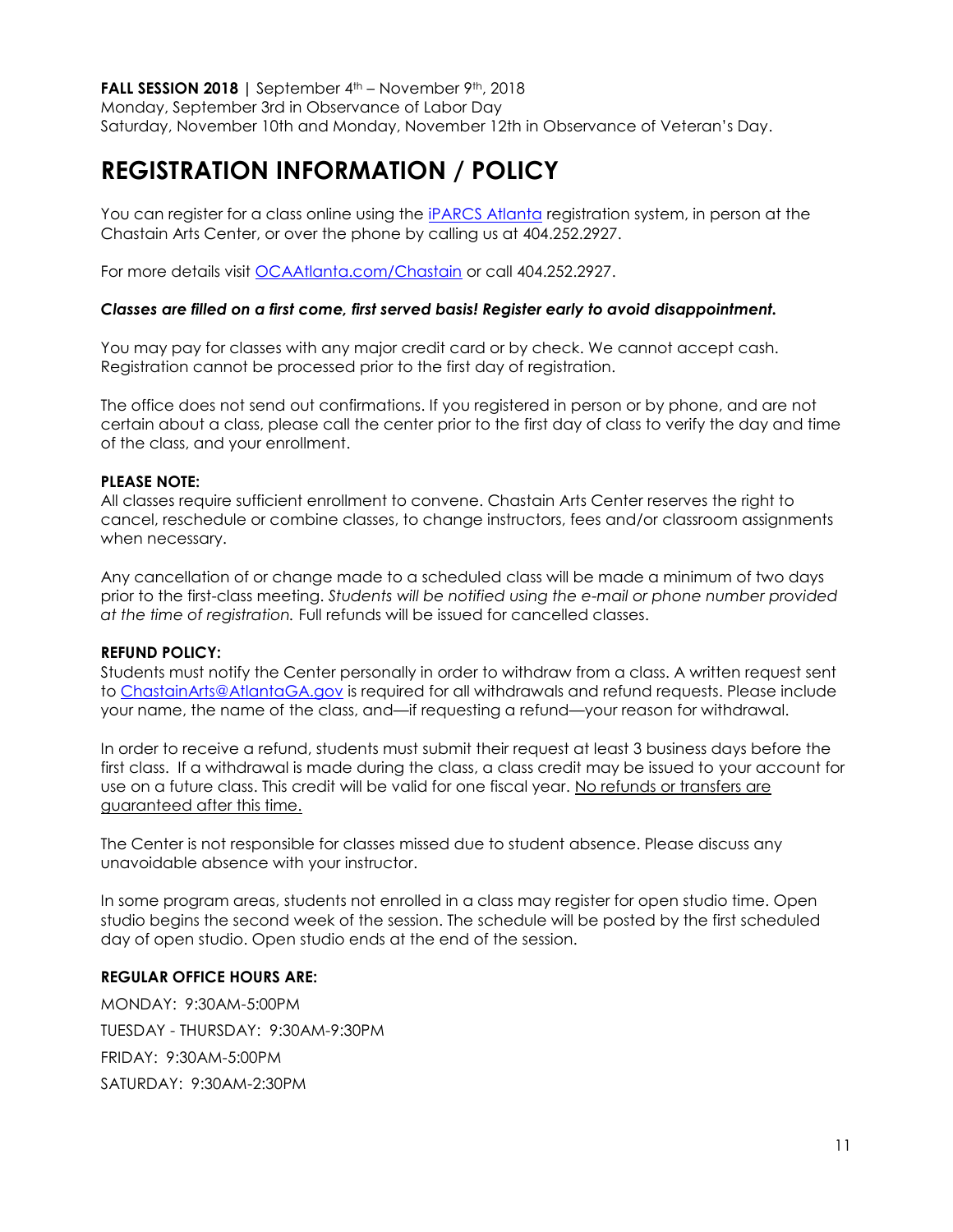**FALL SESSION 2018** | September 4th – November 9th, 2018
Monday, September 3rd in Observance of Labor Day
Saturday, November 10th and Monday, November 12th in Observance of Veteran's Day.

# REGISTRATION INFORMATION / POLICY

You can register for a class online using the iPARCS Atlanta registration system, in person at the Chastain Arts Center, or over the phone by calling us at 404.252.2927.

For more details visit OCAAtlanta.com/Chastain or call 404.252.2927.

***Classes are filled on a first come, first served basis! Register early to avoid disappointment.***

You may pay for classes with any major credit card or by check. We cannot accept cash. Registration cannot be processed prior to the first day of registration.

The office does not send out confirmations. If you registered in person or by phone, and are not certain about a class, please call the center prior to the first day of class to verify the day and time of the class, and your enrollment.

**PLEASE NOTE:**
All classes require sufficient enrollment to convene. Chastain Arts Center reserves the right to cancel, reschedule or combine classes, to change instructors, fees and/or classroom assignments when necessary.

Any cancellation of or change made to a scheduled class will be made a minimum of two days prior to the first-class meeting. *Students will be notified using the e-mail or phone number provided at the time of registration.* Full refunds will be issued for cancelled classes.

**REFUND POLICY:**
Students must notify the Center personally in order to withdraw from a class. A written request sent to ChastainArts@AtlantaGA.gov is required for all withdrawals and refund requests. Please include your name, the name of the class, and—if requesting a refund—your reason for withdrawal.

In order to receive a refund, students must submit their request at least 3 business days before the first class. If a withdrawal is made during the class, a class credit may be issued to your account for use on a future class. This credit will be valid for one fiscal year. No refunds or transfers are guaranteed after this time.

The Center is not responsible for classes missed due to student absence. Please discuss any unavoidable absence with your instructor.

In some program areas, students not enrolled in a class may register for open studio time. Open studio begins the second week of the session. The schedule will be posted by the first scheduled day of open studio. Open studio ends at the end of the session.

**REGULAR OFFICE HOURS ARE:**

MONDAY: 9:30AM-5:00PM

TUESDAY - THURSDAY: 9:30AM-9:30PM

FRIDAY: 9:30AM-5:00PM

SATURDAY: 9:30AM-2:30PM